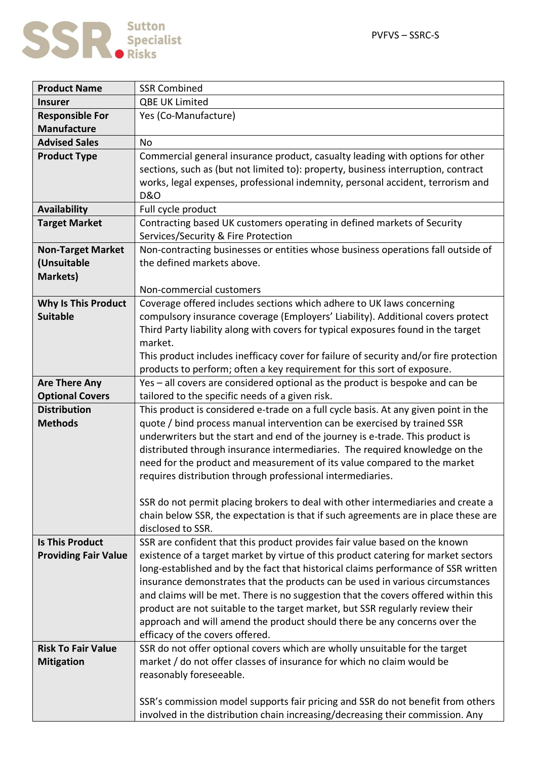PVFVS – SSRC-S

| Product Name | SSR Combined |
|---|---|
| Insurer | QBE UK Limited |
| Responsible For Manufacture | Yes (Co-Manufacture) |
| Advised Sales | No |
| Product Type | Commercial general insurance product, casualty leading with options for other sections, such as (but not limited to): property, business interruption, contract works, legal expenses, professional indemnity, personal accident, terrorism and D&O |
| Availability | Full cycle product |
| Target Market | Contracting based UK customers operating in defined markets of Security Services/Security & Fire Protection |
| Non-Target Market (Unsuitable Markets) | Non-contracting businesses or entities whose business operations fall outside of the defined markets above.<br><br>Non-commercial customers |
| Why Is This Product Suitable | Coverage offered includes sections which adhere to UK laws concerning compulsory insurance coverage (Employers' Liability). Additional covers protect Third Party liability along with covers for typical exposures found in the target market.<br>This product includes inefficacy cover for failure of security and/or fire protection products to perform; often a key requirement for this sort of exposure. |
| Are There Any Optional Covers | Yes – all covers are considered optional as the product is bespoke and can be tailored to the specific needs of a given risk. |
| Distribution Methods | This product is considered e-trade on a full cycle basis. At any given point in the quote / bind process manual intervention can be exercised by trained SSR underwriters but the start and end of the journey is e-trade. This product is distributed through insurance intermediaries. The required knowledge on the need for the product and measurement of its value compared to the market requires distribution through professional intermediaries.<br><br>SSR do not permit placing brokers to deal with other intermediaries and create a chain below SSR, the expectation is that if such agreements are in place these are disclosed to SSR. |
| Is This Product Providing Fair Value | SSR are confident that this product provides fair value based on the known existence of a target market by virtue of this product catering for market sectors long-established and by the fact that historical claims performance of SSR written insurance demonstrates that the products can be used in various circumstances and claims will be met. There is no suggestion that the covers offered within this product are not suitable to the target market, but SSR regularly review their approach and will amend the product should there be any concerns over the efficacy of the covers offered. |
| Risk To Fair Value Mitigation | SSR do not offer optional covers which are wholly unsuitable for the target market / do not offer classes of insurance for which no claim would be reasonably foreseeable.<br><br>SSR's commission model supports fair pricing and SSR do not benefit from others involved in the distribution chain increasing/decreasing their commission. Any |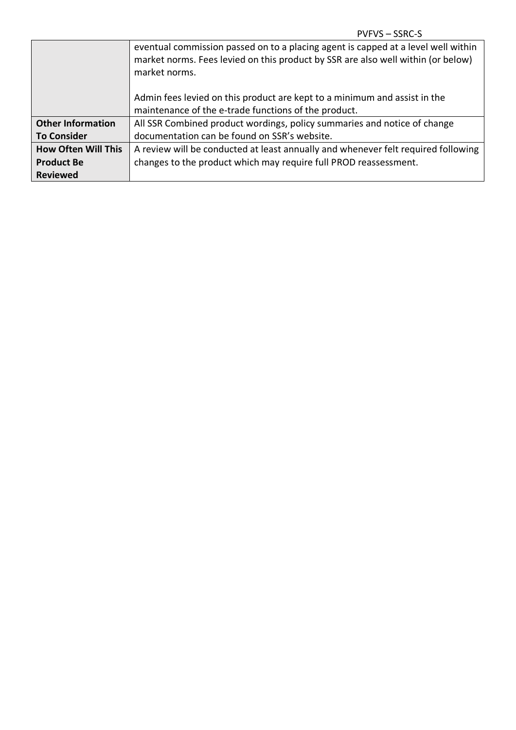| | |
|---|---|
| | eventual commission passed on to a placing agent is capped at a level well within market norms. Fees levied on this product by SSR are also well within (or below) market norms.<br><br>Admin fees levied on this product are kept to a minimum and assist in the maintenance of the e-trade functions of the product. |
| **Other Information To Consider** | All SSR Combined product wordings, policy summaries and notice of change documentation can be found on SSR's website. |
| **How Often Will This Product Be Reviewed** | A review will be conducted at least annually and whenever felt required following changes to the product which may require full PROD reassessment. |